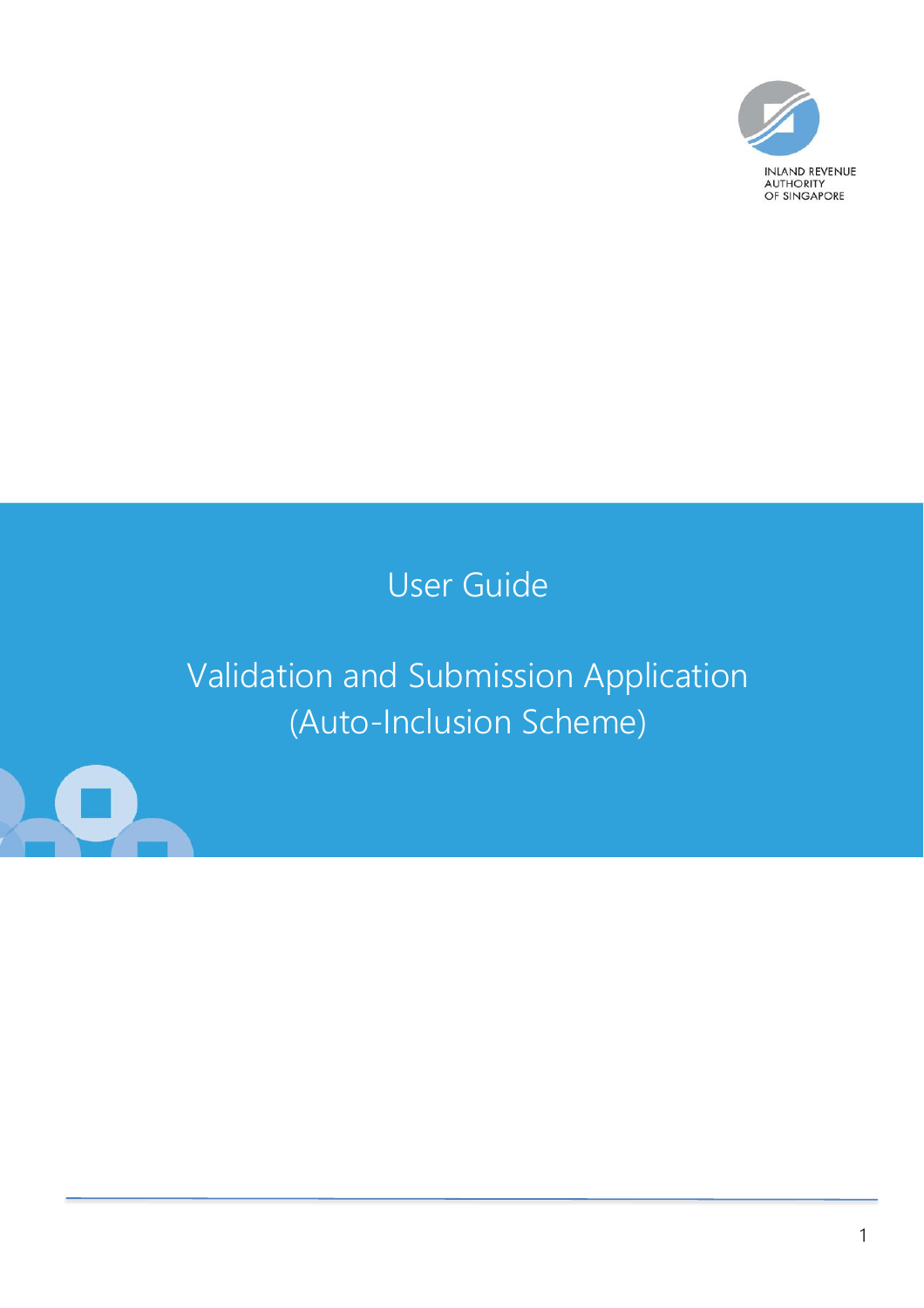INLAND REVENUE AUTHORITY OF SINGAPORE

# User Guide

# Validation and Submission Application (Auto-Inclusion Scheme)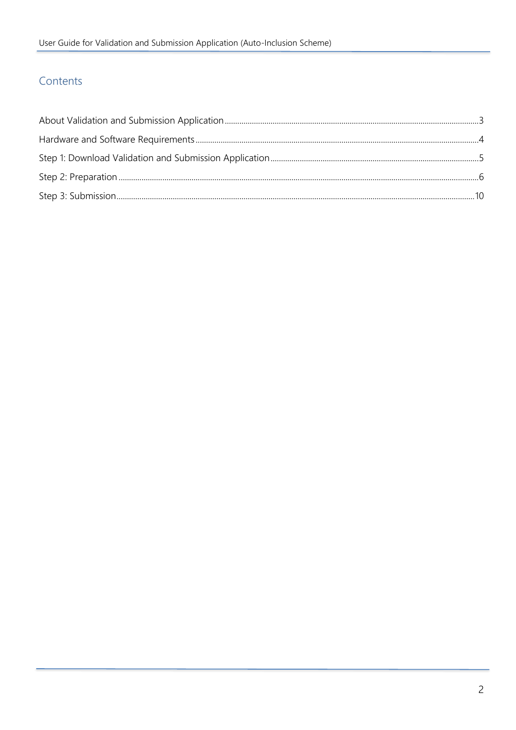# Contents

About Validation and Submission Application ........................................................ 3

Hardware and Software Requirements ........................................................ 4

Step 1: Download Validation and Submission Application ........................................................ 5

Step 2: Preparation ........................................................ 6

Step 3: Submission ........................................................ 10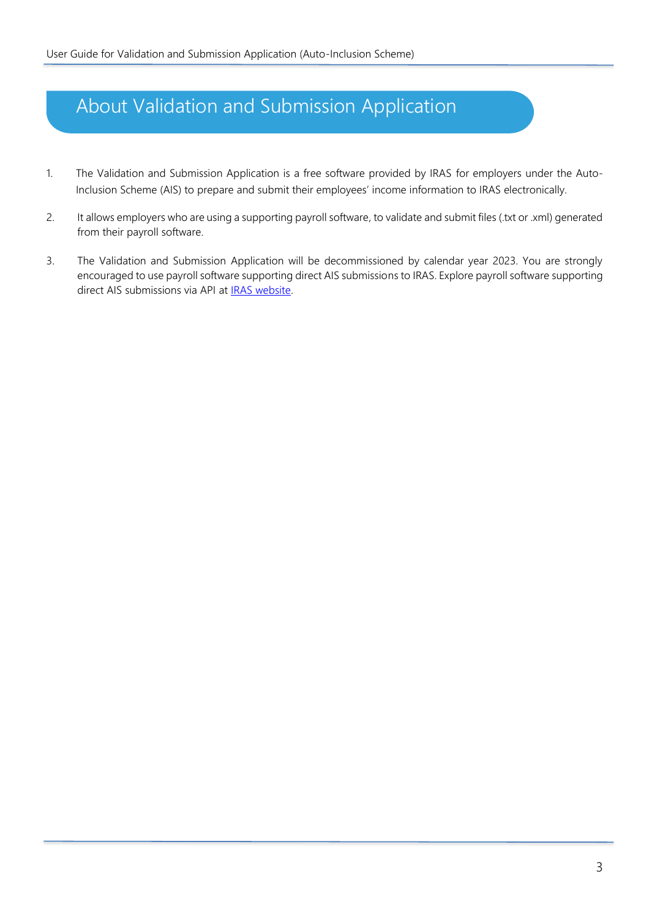# About Validation and Submission Application

1. The Validation and Submission Application is a free software provided by IRAS for employers under the Auto-Inclusion Scheme (AIS) to prepare and submit their employees' income information to IRAS electronically.

2. It allows employers who are using a supporting payroll software, to validate and submit files (.txt or .xml) generated from their payroll software.

3. The Validation and Submission Application will be decommissioned by calendar year 2023. You are strongly encouraged to use payroll software supporting direct AIS submissions to IRAS. Explore payroll software supporting direct AIS submissions via API at IRAS website.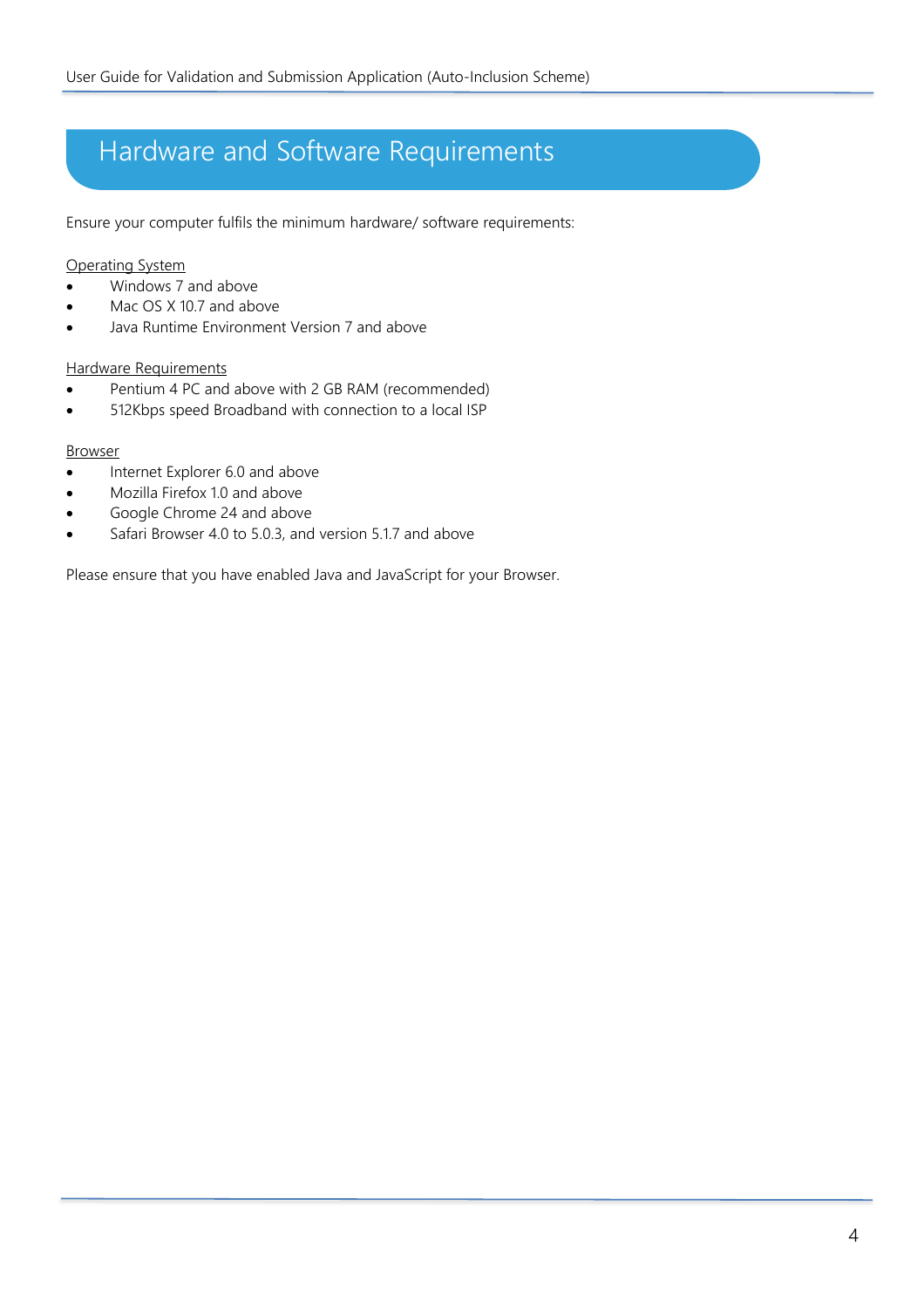# Hardware and Software Requirements

Ensure your computer fulfils the minimum hardware/ software requirements:

<u>Operating System</u>

- Windows 7 and above
- Mac OS X 10.7 and above
- Java Runtime Environment Version 7 and above

<u>Hardware Requirements</u>

- Pentium 4 PC and above with 2 GB RAM (recommended)
- 512Kbps speed Broadband with connection to a local ISP

<u>Browser</u>

- Internet Explorer 6.0 and above
- Mozilla Firefox 1.0 and above
- Google Chrome 24 and above
- Safari Browser 4.0 to 5.0.3, and version 5.1.7 and above

Please ensure that you have enabled Java and JavaScript for your Browser.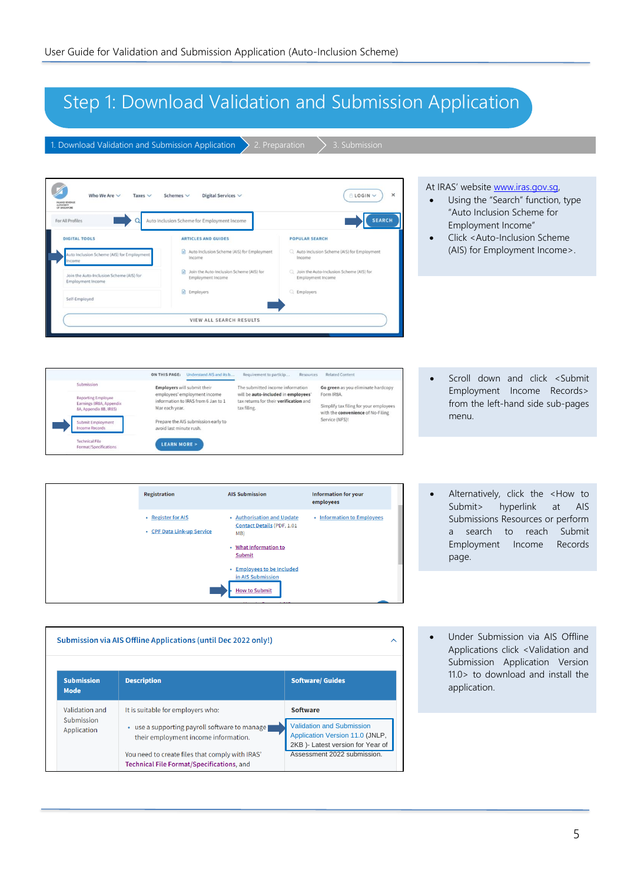# Step 1: Download Validation and Submission Application

1. Download Validation and Submission Application > 2. Preparation > 3. Submission

At IRAS' website www.iras.gov.sg,

- Using the "Search" function, type "Auto Inclusion Scheme for Employment Income"
- Click <Auto-Inclusion Scheme (AIS) for Employment Income>.

- Scroll down and click <Submit Employment Income Records> from the left-hand side sub-pages menu.

- Alternatively, click the <How to Submit> hyperlink at AIS Submissions Resources or perform a search to reach Submit Employment Income Records page.

- Under Submission via AIS Offline Applications click <Validation and Submission Application Version 11.0> to download and install the application.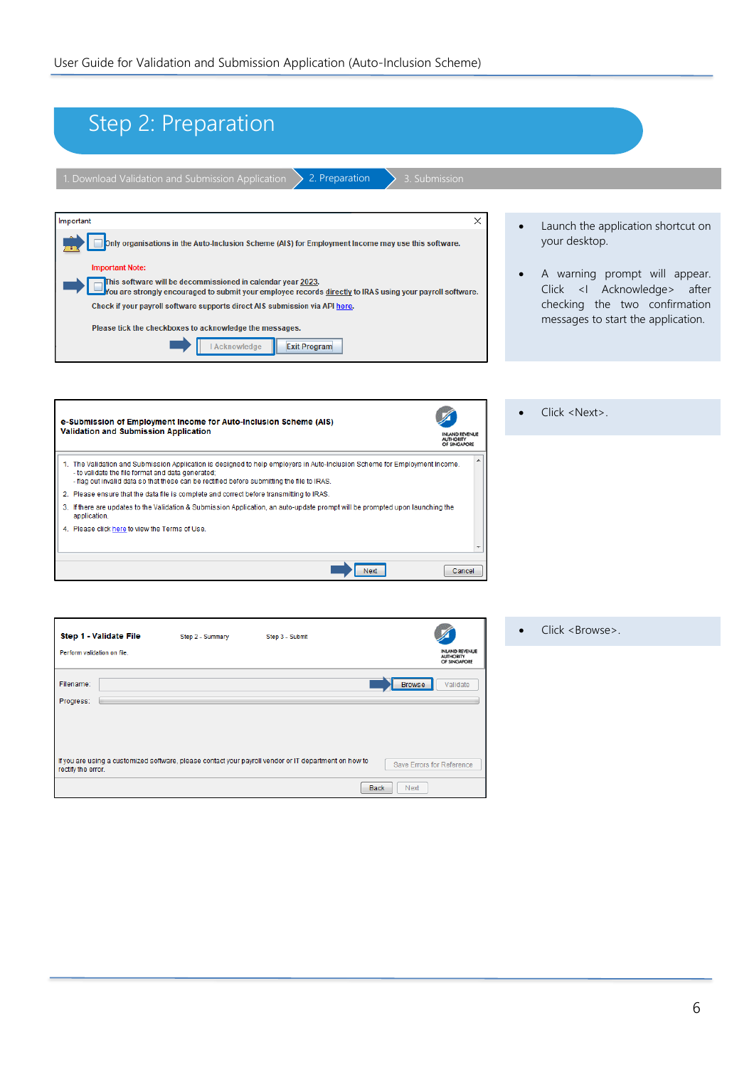# Step 2: Preparation

1. Download Validation and Submission Application | 2. Preparation | 3. Submission

Important

Only organisations in the Auto-Inclusion Scheme (AIS) for Employment Income may use this software.

Important Note:

This software will be decommissioned in calendar year 2023.
You are strongly encouraged to submit your employee records directly to IRAS using your payroll software.
Check if your payroll software supports direct AIS submission via API here.

Please tick the checkboxes to acknowledge the messages.

I Acknowledge | Exit Program

- Launch the application shortcut on your desktop.
- A warning prompt will appear. Click <I Acknowledge> after checking the two confirmation messages to start the application.

e-Submission of Employment Income for Auto-Inclusion Scheme (AIS)
Validation and Submission Application

1. The Validation and Submission Application is designed to help employers in Auto-Inclusion Scheme for Employment Income.
   - to validate the file format and data generated;
   - flag out invalid data so that these can be rectified before submitting the file to IRAS.
2. Please ensure that the data file is complete and correct before transmitting to IRAS.
3. If there are updates to the Validation & Submission Application, an auto-update prompt will be prompted upon launching the application.
4. Please click here to view the Terms of Use.

Next | Cancel

- Click <Next>.

Step 1 - Validate File | Step 2 - Summary | Step 3 - Submit

Perform validation on file.

Filename: | Browse | Validate

Progress:

If you are using a customized software, please contact your payroll vendor or IT department on how to rectify the error.

Save Errors for Reference

Back | Next

- Click <Browse>.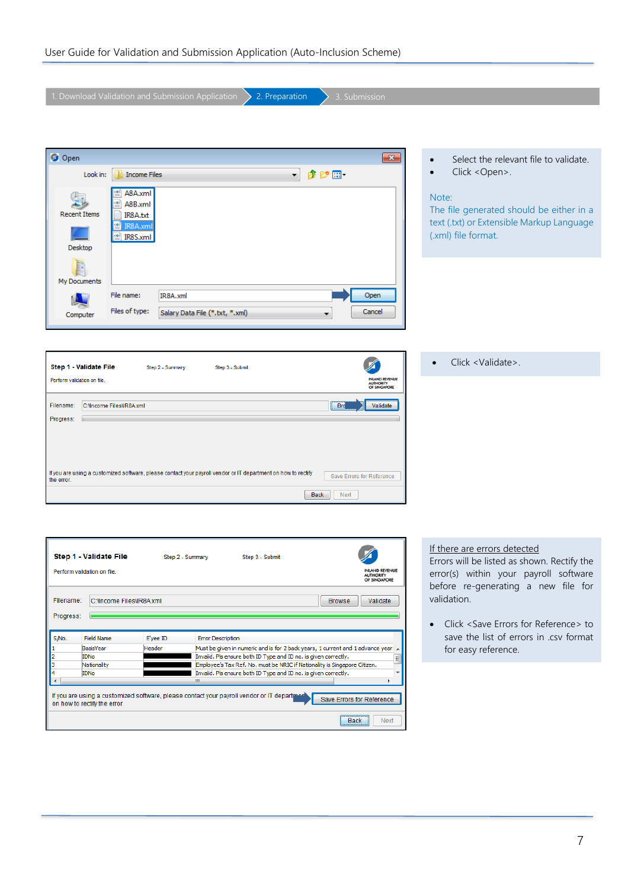1. Download Validation and Submission Application | 2. Preparation | 3. Submission

- Select the relevant file to validate.
- Click <Open>.

Note:
The file generated should be either in a text (.txt) or Extensible Markup Language (.xml) file format.

- Click <Validate>.

If there are errors detected

Errors will be listed as shown. Rectify the error(s) within your payroll software before re-generating a new file for validation.

- Click <Save Errors for Reference> to save the list of errors in .csv format for easy reference.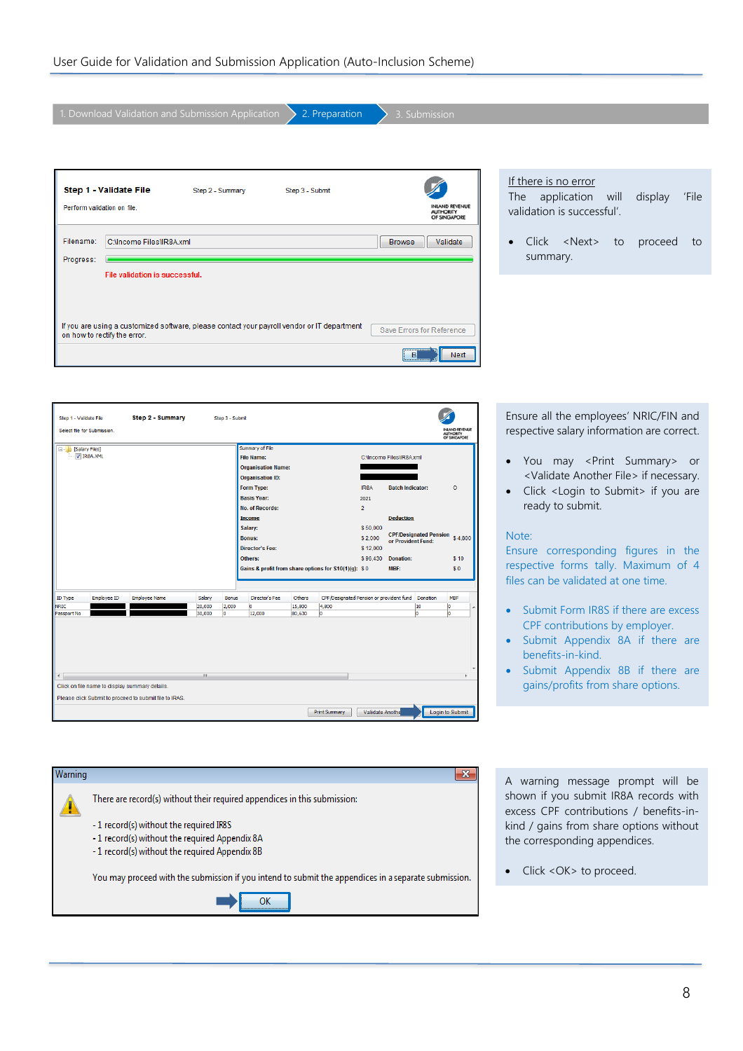1. Download Validation and Submission Application | 2. Preparation | 3. Submission

**Step 1 - Validate File** Step 2 - Summary Step 3 - Submit

Perform validation on file.

Filename: C:\Income Files\IR8A.xml Browse Validate

Progress:

File validation is successful.

If you are using a customized software, please contact your payroll vendor or IT department on how to rectify the error. Save Errors for Reference

Next

<u>If there is no error</u>

The application will display 'File validation is successful'.

- Click <Next> to proceed to summary.

Step 1 - Validate File **Step 2 - Summary** Step 3 - Submit

Select file for Submission.

Ensure all the employees' NRIC/FIN and respective salary information are correct.

- You may <Print Summary> or <Validate Another File> if necessary.
- Click <Login to Submit> if you are ready to submit.

Note:

Ensure corresponding figures in the respective forms tally. Maximum of 4 files can be validated at one time.

- Submit Form IR8S if there are excess CPF contributions by employer.
- Submit Appendix 8A if there are benefits-in-kind.
- Submit Appendix 8B if there are gains/profits from share options.

**Warning**

There are record(s) without their required appendices in this submission:

- 1 record(s) without the required IR8S
- 1 record(s) without the required Appendix 8A
- 1 record(s) without the required Appendix 8B

You may proceed with the submission if you intend to submit the appendices in a separate submission.

OK

A warning message prompt will be shown if you submit IR8A records with excess CPF contributions / benefits-in-kind / gains from share options without the corresponding appendices.

- Click <OK> to proceed.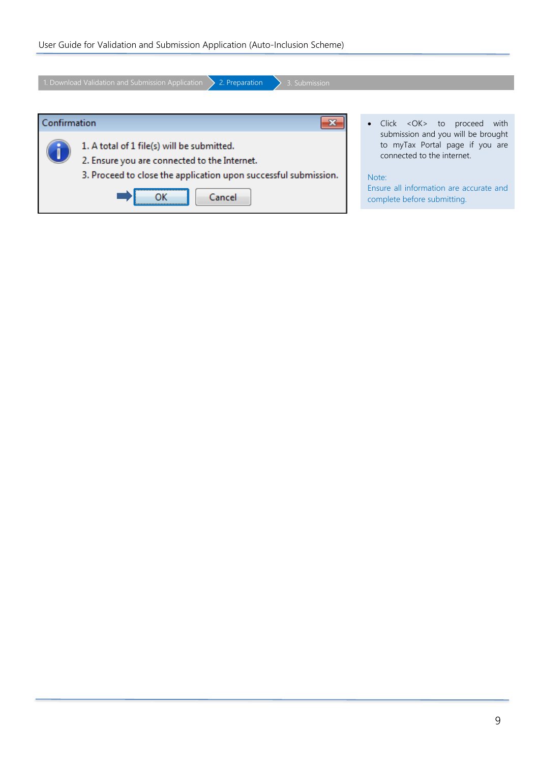1. Download Validation and Submission Application > **2. Preparation** > 3. Submission

**Confirmation**

1. A total of 1 file(s) will be submitted.
2. Ensure you are connected to the Internet.
3. Proceed to close the application upon successful submission.

OK | Cancel

- Click <OK> to proceed with submission and you will be brought to myTax Portal page if you are connected to the internet.

Note:
Ensure all information are accurate and complete before submitting.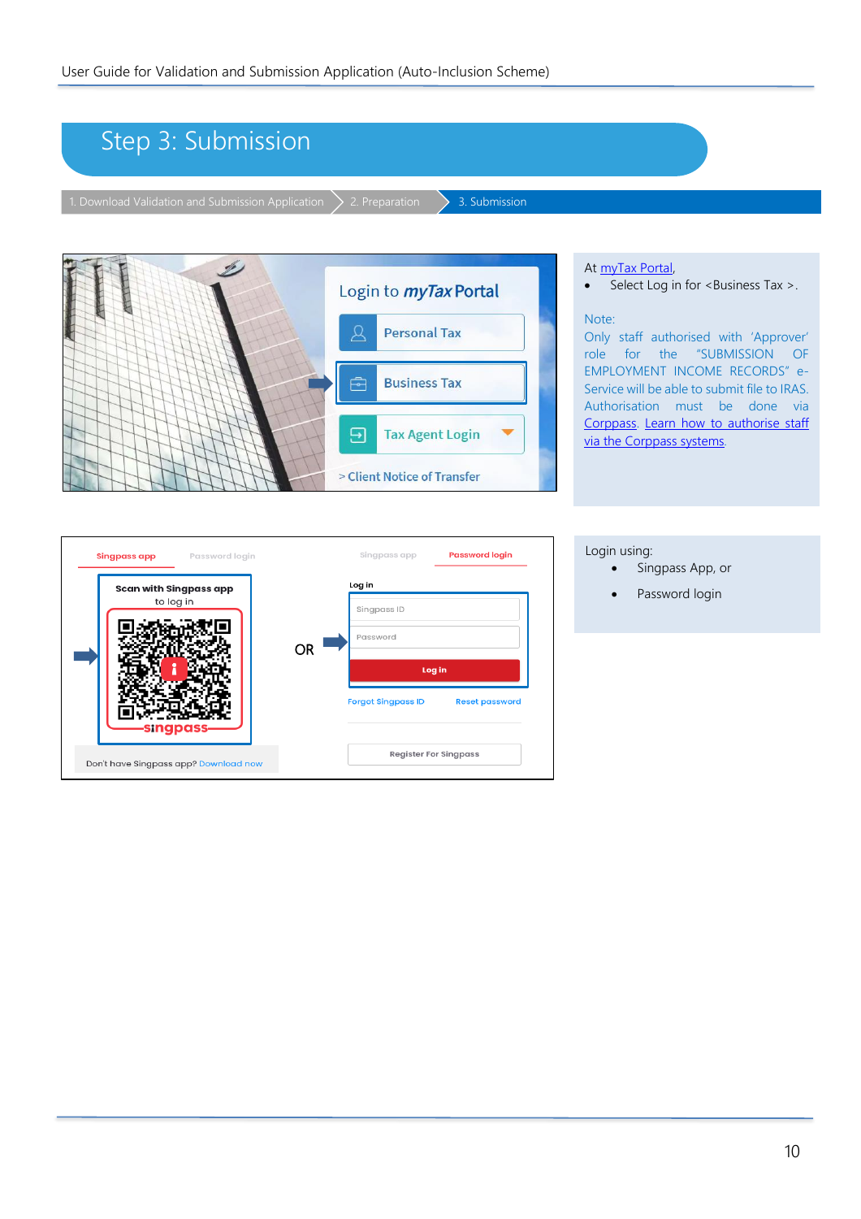# Step 3: Submission

1. Download Validation and Submission Application > 2. Preparation > 3. Submission

At myTax Portal,

- Select Log in for <Business Tax >.

Note:

Only staff authorised with 'Approver' role for the "SUBMISSION OF EMPLOYMENT INCOME RECORDS" e-Service will be able to submit file to IRAS. Authorisation must be done via Corppass. Learn how to authorise staff via the Corppass systems.

Login using:

- Singpass App, or
- Password login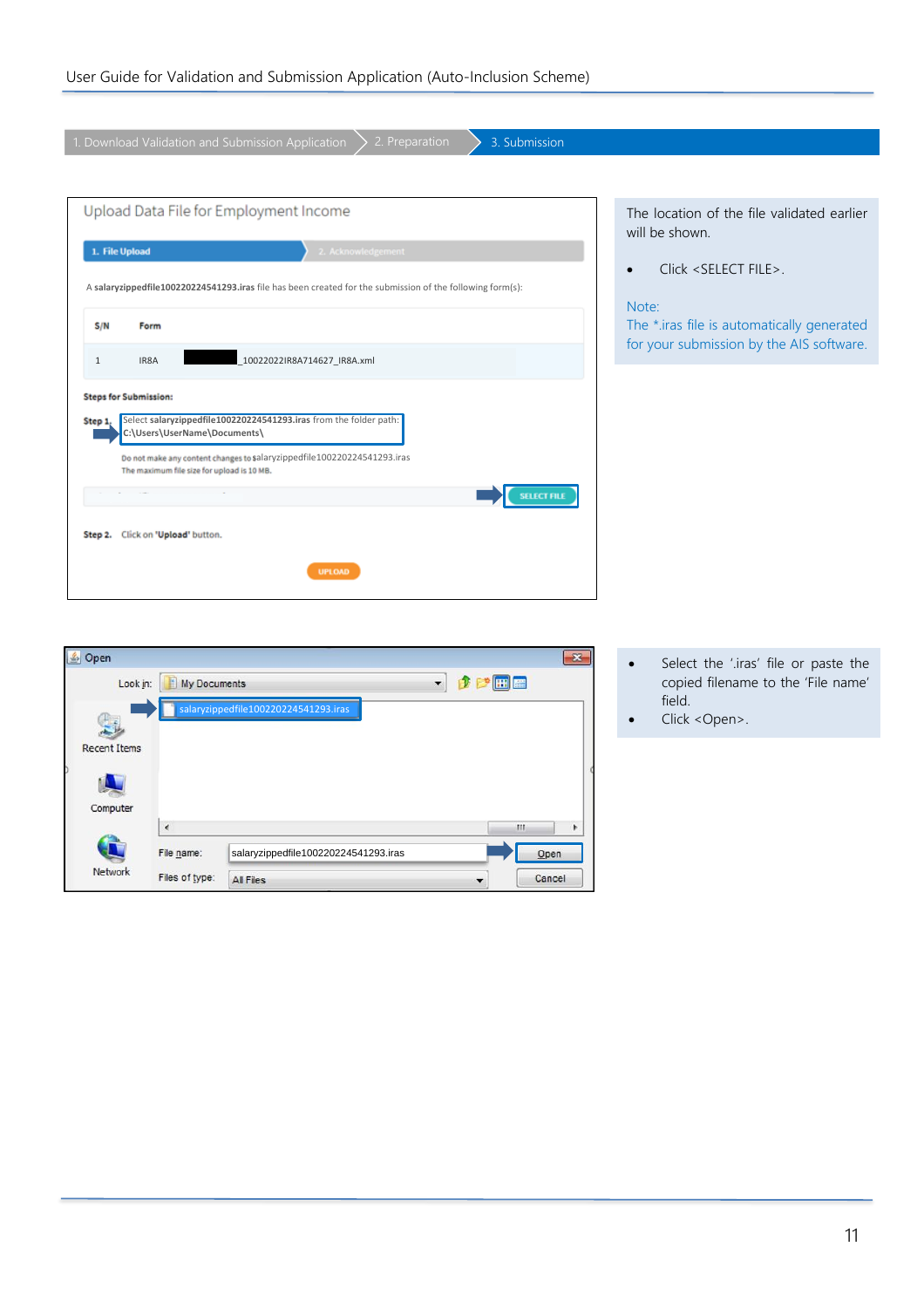1. Download Validation and Submission Application > 2. Preparation > 3. Submission

Upload Data File for Employment Income

1. File Upload | 2. Acknowledgement

A salaryzippedfile100220224541293.iras file has been created for the submission of the following form(s):

| S/N | Form | |
|---|---|---|
| 1 | IR8A | _10022022IR8A714627_IR8A.xml |

**Steps for Submission:**

**Step 1.** Select **salaryzippedfile100220224541293.iras** from the folder path: C:\Users\UserName\Documents\

Do not make any content changes to salaryzippedfile100220224541293.iras
The maximum file size for upload is 10 MB.

SELECT FILE

**Step 2.** Click on '**Upload**' button.

UPLOAD

The location of the file validated earlier will be shown.

- Click <SELECT FILE>.

Note:
The *.iras file is automatically generated for your submission by the AIS software.

Open

Look in: My Documents

salaryzippedfile100220224541293.iras

Recent Items

Computer

Network

File name: salaryzippedfile100220224541293.iras — Open

Files of type: All Files — Cancel

- Select the '.iras' file or paste the copied filename to the 'File name' field.
- Click <Open>.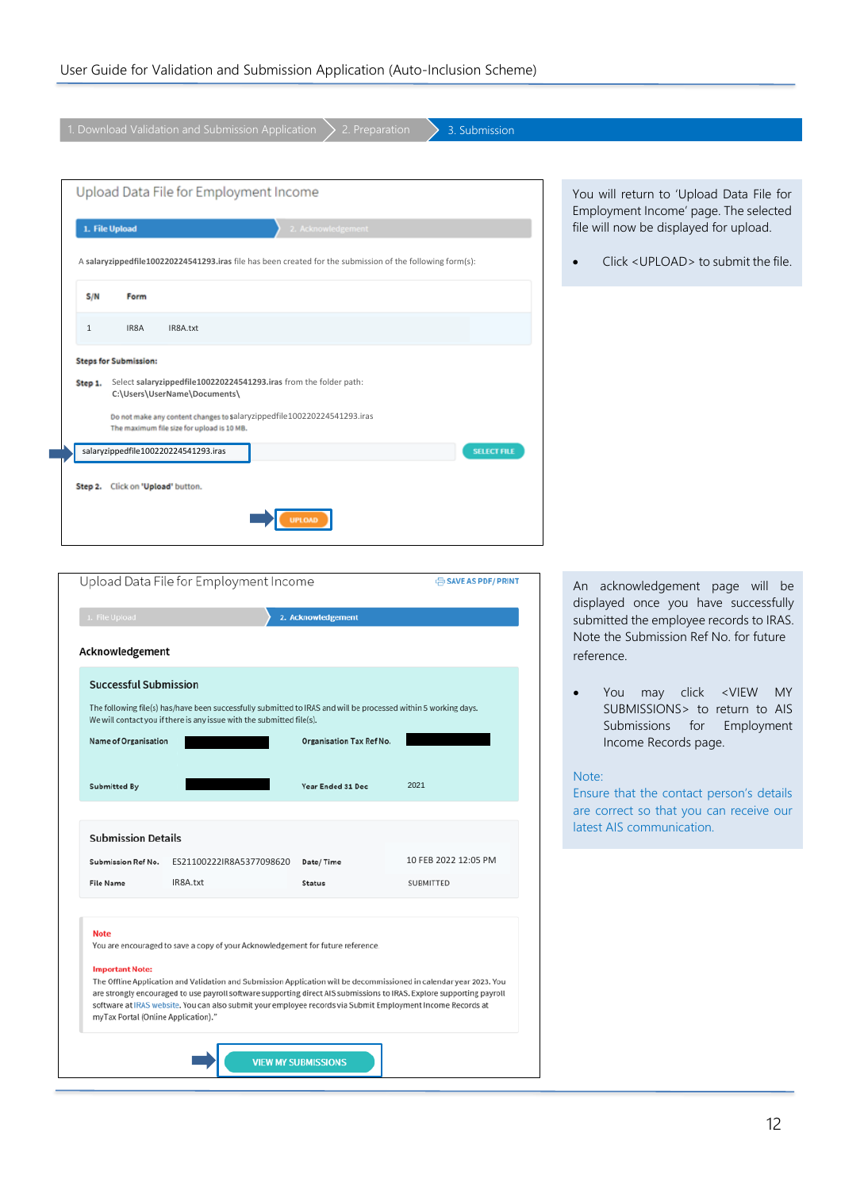1. Download Validation and Submission Application | 2. Preparation | 3. Submission

## Upload Data File for Employment Income

1. File Upload | 2. Acknowledgement

A **salaryzippedfile100220224541293.iras** file has been created for the submission of the following form(s):

| S/N | Form | |
|---|---|---|
| 1 | IR8A | IR8A.txt |

**Steps for Submission:**

**Step 1.** Select **salaryzippedfile100220224541293.iras** from the folder path: **C:\Users\UserName\Documents\**

Do not make any content changes to salaryzippedfile100220224541293.iras
The maximum file size for upload is 10 MB.

salaryzippedfile100220224541293.iras — SELECT FILE

**Step 2.** Click on **'Upload'** button.

UPLOAD

You will return to 'Upload Data File for Employment Income' page. The selected file will now be displayed for upload.

- Click <UPLOAD> to submit the file.

## Upload Data File for Employment Income

SAVE AS PDF/ PRINT

1. File Upload | 2. Acknowledgement

### Acknowledgement

**Successful Submission**

The following file(s) has/have been successfully submitted to IRAS and will be processed within 5 working days. We will contact you if there is any issue with the submitted file(s).

| | | | |
|---|---|---|---|
| **Name of Organisation** | | **Organisation Tax Ref No.** | |
| **Submitted By** | | **Year Ended 31 Dec** | 2021 |

**Submission Details**

| | | | |
|---|---|---|---|
| **Submission Ref No.** | ES21100222IR8A5377098620 | **Date/ Time** | 10 FEB 2022 12:05 PM |
| **File Name** | IR8A.txt | **Status** | SUBMITTED |

**Note**
You are encouraged to save a copy of your Acknowledgement for future reference

**Important Note:**
The Offline Application and Validation and Submission Application will be decommissioned in calendar year 2023. You are strongly encouraged to use payroll software supporting direct AIS submissions to IRAS. Explore supporting payroll software at IRAS website. You can also submit your employee records via Submit Employment Income Records at myTax Portal (Online Application)."

VIEW MY SUBMISSIONS

An acknowledgement page will be displayed once you have successfully submitted the employee records to IRAS. Note the Submission Ref No. for future reference.

- You may click <VIEW MY SUBMISSIONS> to return to AIS Submissions for Employment Income Records page.

Note:
Ensure that the contact person's details are correct so that you can receive our latest AIS communication.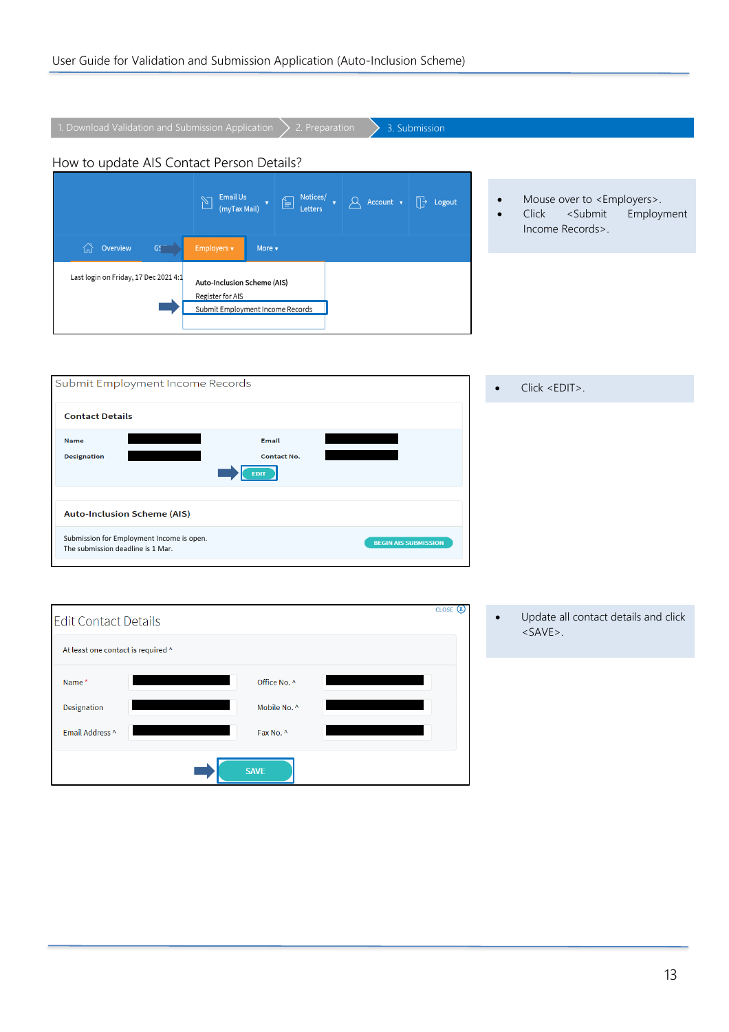1. Download Validation and Submission Application > 2. Preparation > 3. Submission

## How to update AIS Contact Person Details?

- Mouse over to <Employers>.
- Click <Submit Employment Income Records>.

- Click <EDIT>.

- Update all contact details and click <SAVE>.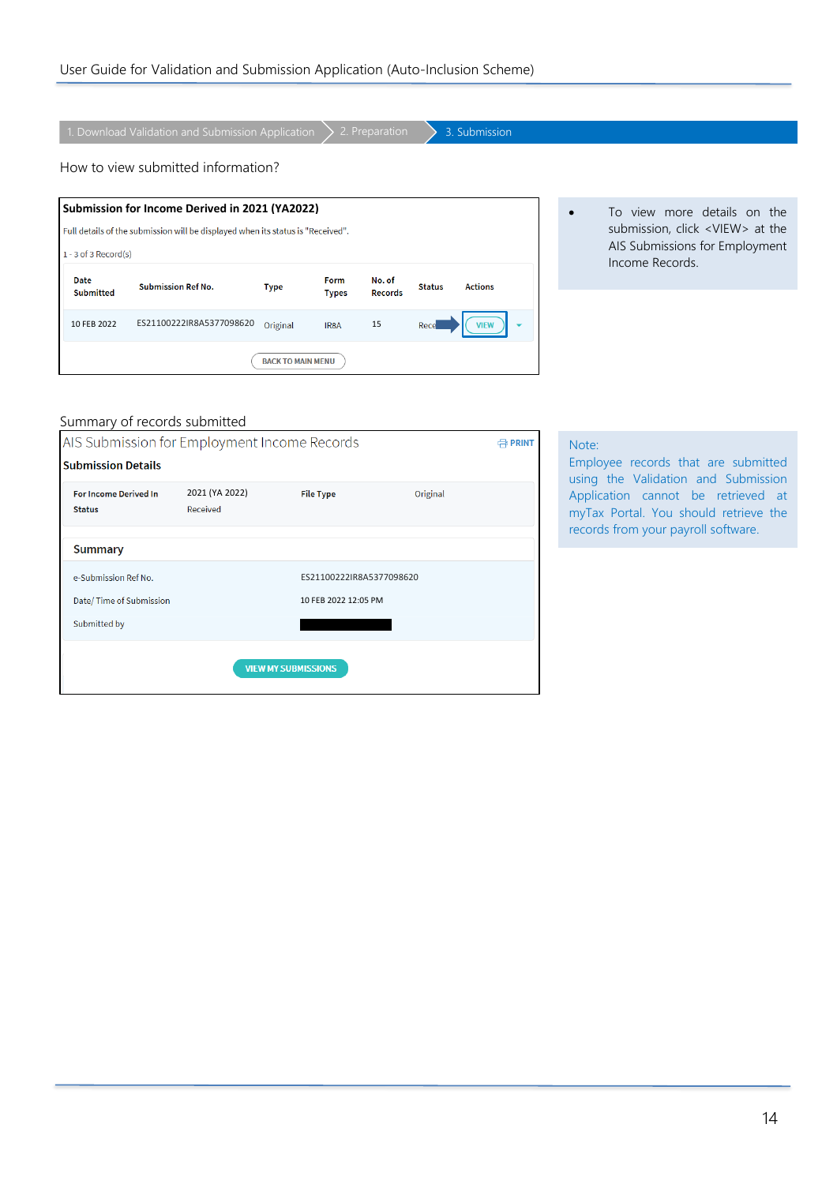1. Download Validation and Submission Application > 2. Preparation > 3. Submission

How to view submitted information?

**Submission for Income Derived in 2021 (YA2022)**

Full details of the submission will be displayed when its status is "Received".

1 - 3 of 3 Record(s)

| Date Submitted | Submission Ref No. | Type | Form Types | No. of Records | Status | Actions |
|---|---|---|---|---|---|---|
| 10 FEB 2022 | ES21100222IR8A5377098620 | Original | IR8A | 15 | Rece | VIEW |

BACK TO MAIN MENU

- To view more details on the submission, click <VIEW> at the AIS Submissions for Employment Income Records.

Summary of records submitted

AIS Submission for Employment Income Records

PRINT

**Submission Details**

| | | | |
|---|---|---|---|
| **For Income Derived In** | 2021 (YA 2022) | **File Type** | Original |
| **Status** | Received | | |

**Summary**

| | |
|---|---|
| e-Submission Ref No. | ES21100222IR8A5377098620 |
| Date/ Time of Submission | 10 FEB 2022 12:05 PM |
| Submitted by | |

VIEW MY SUBMISSIONS

Note:
Employee records that are submitted using the Validation and Submission Application cannot be retrieved at myTax Portal. You should retrieve the records from your payroll software.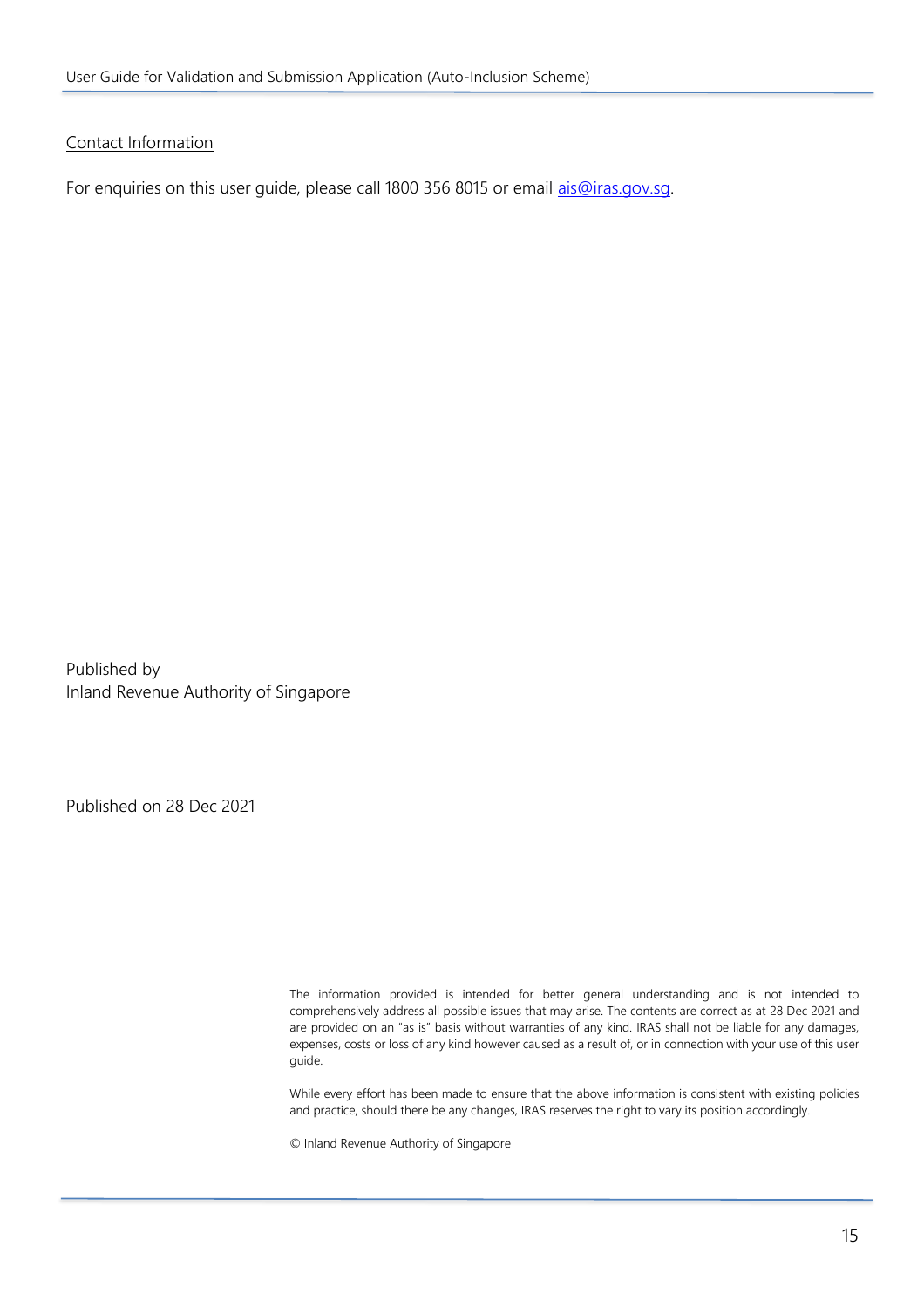Contact Information

For enquiries on this user guide, please call 1800 356 8015 or email ais@iras.gov.sg.

Published by
Inland Revenue Authority of Singapore

Published on 28 Dec 2021

The information provided is intended for better general understanding and is not intended to comprehensively address all possible issues that may arise. The contents are correct as at 28 Dec 2021 and are provided on an "as is" basis without warranties of any kind. IRAS shall not be liable for any damages, expenses, costs or loss of any kind however caused as a result of, or in connection with your use of this user guide.

While every effort has been made to ensure that the above information is consistent with existing policies and practice, should there be any changes, IRAS reserves the right to vary its position accordingly.

© Inland Revenue Authority of Singapore